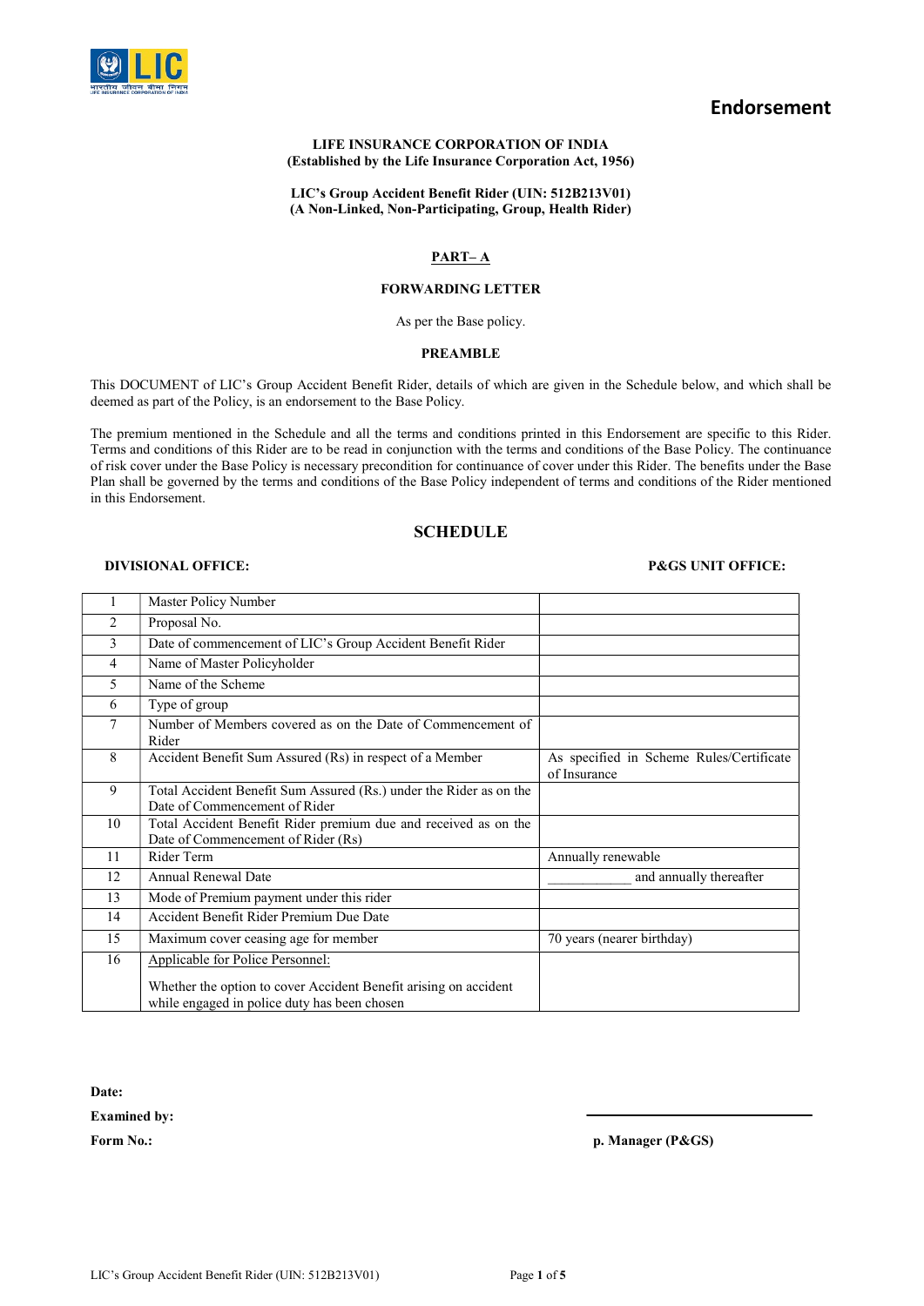# Endorsement

**LIFE INSURANCE CORPORATION OF INDIA**
**(Established by the Life Insurance Corporation Act, 1956)**

**LIC's Group Accident Benefit Rider (UIN: 512B213V01)**
**(A Non-Linked, Non-Participating, Group, Health Rider)**

## PART– A

### FORWARDING LETTER

As per the Base policy.

### PREAMBLE

This DOCUMENT of LIC's Group Accident Benefit Rider, details of which are given in the Schedule below, and which shall be deemed as part of the Policy, is an endorsement to the Base Policy.

The premium mentioned in the Schedule and all the terms and conditions printed in this Endorsement are specific to this Rider. Terms and conditions of this Rider are to be read in conjunction with the terms and conditions of the Base Policy. The continuance of risk cover under the Base Policy is necessary precondition for continuance of cover under this Rider. The benefits under the Base Plan shall be governed by the terms and conditions of the Base Policy independent of terms and conditions of the Rider mentioned in this Endorsement.

## SCHEDULE

**DIVISIONAL OFFICE:** **P&GS UNIT OFFICE:**

| | | |
|---|---|---|
| 1 | Master Policy Number | |
| 2 | Proposal No. | |
| 3 | Date of commencement of LIC's Group Accident Benefit Rider | |
| 4 | Name of Master Policyholder | |
| 5 | Name of the Scheme | |
| 6 | Type of group | |
| 7 | Number of Members covered as on the Date of Commencement of Rider | |
| 8 | Accident Benefit Sum Assured (Rs) in respect of a Member | As specified in Scheme Rules/Certificate of Insurance |
| 9 | Total Accident Benefit Sum Assured (Rs.) under the Rider as on the Date of Commencement of Rider | |
| 10 | Total Accident Benefit Rider premium due and received as on the Date of Commencement of Rider (Rs) | |
| 11 | Rider Term | Annually renewable |
| 12 | Annual Renewal Date | ____________ and annually thereafter |
| 13 | Mode of Premium payment under this rider | |
| 14 | Accident Benefit Rider Premium Due Date | |
| 15 | Maximum cover ceasing age for member | 70 years (nearer birthday) |
| 16 | Applicable for Police Personnel: Whether the option to cover Accident Benefit arising on accident while engaged in police duty has been chosen | |

**Date:**

**Examined by:**

**Form No.:**

______________________________
**p. Manager (P&GS)**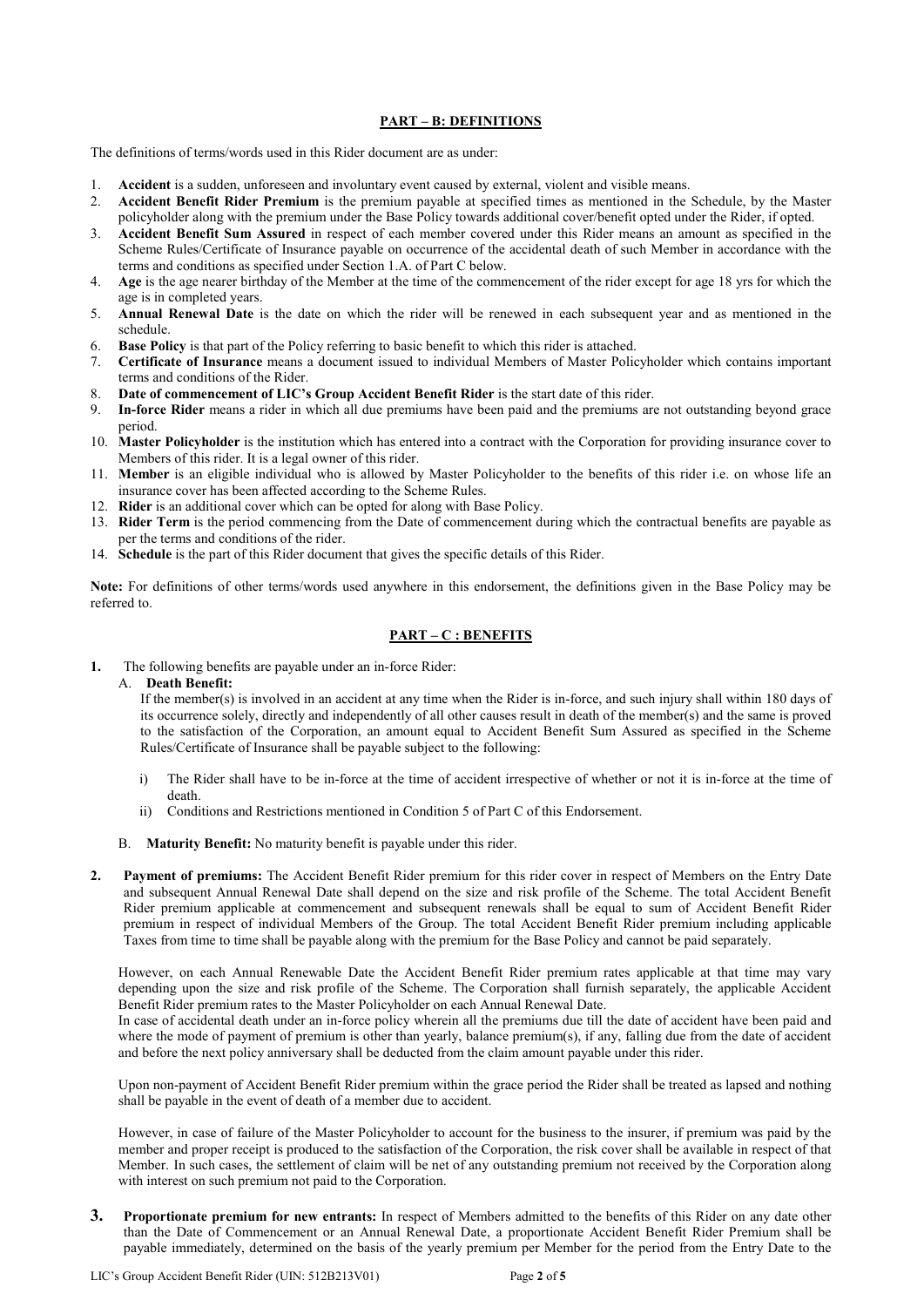## PART – B: DEFINITIONS

The definitions of terms/words used in this Rider document are as under:

1. **Accident** is a sudden, unforeseen and involuntary event caused by external, violent and visible means.
2. **Accident Benefit Rider Premium** is the premium payable at specified times as mentioned in the Schedule, by the Master policyholder along with the premium under the Base Policy towards additional cover/benefit opted under the Rider, if opted.
3. **Accident Benefit Sum Assured** in respect of each member covered under this Rider means an amount as specified in the Scheme Rules/Certificate of Insurance payable on occurrence of the accidental death of such Member in accordance with the terms and conditions as specified under Section 1.A. of Part C below.
4. **Age** is the age nearer birthday of the Member at the time of the commencement of the rider except for age 18 yrs for which the age is in completed years.
5. **Annual Renewal Date** is the date on which the rider will be renewed in each subsequent year and as mentioned in the schedule.
6. **Base Policy** is that part of the Policy referring to basic benefit to which this rider is attached.
7. **Certificate of Insurance** means a document issued to individual Members of Master Policyholder which contains important terms and conditions of the Rider.
8. **Date of commencement of LIC's Group Accident Benefit Rider** is the start date of this rider.
9. **In-force Rider** means a rider in which all due premiums have been paid and the premiums are not outstanding beyond grace period.
10. **Master Policyholder** is the institution which has entered into a contract with the Corporation for providing insurance cover to Members of this rider. It is a legal owner of this rider.
11. **Member** is an eligible individual who is allowed by Master Policyholder to the benefits of this rider i.e. on whose life an insurance cover has been affected according to the Scheme Rules.
12. **Rider** is an additional cover which can be opted for along with Base Policy.
13. **Rider Term** is the period commencing from the Date of commencement during which the contractual benefits are payable as per the terms and conditions of the rider.
14. **Schedule** is the part of this Rider document that gives the specific details of this Rider.

**Note:** For definitions of other terms/words used anywhere in this endorsement, the definitions given in the Base Policy may be referred to.

## PART – C : BENEFITS

**1.** The following benefits are payable under an in-force Rider:

A. **Death Benefit:**

If the member(s) is involved in an accident at any time when the Rider is in-force, and such injury shall within 180 days of its occurrence solely, directly and independently of all other causes result in death of the member(s) and the same is proved to the satisfaction of the Corporation, an amount equal to Accident Benefit Sum Assured as specified in the Scheme Rules/Certificate of Insurance shall be payable subject to the following:

i) The Rider shall have to be in-force at the time of accident irrespective of whether or not it is in-force at the time of death.

ii) Conditions and Restrictions mentioned in Condition 5 of Part C of this Endorsement.

B. **Maturity Benefit:** No maturity benefit is payable under this rider.

**2. Payment of premiums:** The Accident Benefit Rider premium for this rider cover in respect of Members on the Entry Date and subsequent Annual Renewal Date shall depend on the size and risk profile of the Scheme. The total Accident Benefit Rider premium applicable at commencement and subsequent renewals shall be equal to sum of Accident Benefit Rider premium in respect of individual Members of the Group. The total Accident Benefit Rider premium including applicable Taxes from time to time shall be payable along with the premium for the Base Policy and cannot be paid separately.

However, on each Annual Renewable Date the Accident Benefit Rider premium rates applicable at that time may vary depending upon the size and risk profile of the Scheme. The Corporation shall furnish separately, the applicable Accident Benefit Rider premium rates to the Master Policyholder on each Annual Renewal Date.

In case of accidental death under an in-force policy wherein all the premiums due till the date of accident have been paid and where the mode of payment of premium is other than yearly, balance premium(s), if any, falling due from the date of accident and before the next policy anniversary shall be deducted from the claim amount payable under this rider.

Upon non-payment of Accident Benefit Rider premium within the grace period the Rider shall be treated as lapsed and nothing shall be payable in the event of death of a member due to accident.

However, in case of failure of the Master Policyholder to account for the business to the insurer, if premium was paid by the member and proper receipt is produced to the satisfaction of the Corporation, the risk cover shall be available in respect of that Member. In such cases, the settlement of claim will be net of any outstanding premium not received by the Corporation along with interest on such premium not paid to the Corporation.

**3. Proportionate premium for new entrants:** In respect of Members admitted to the benefits of this Rider on any date other than the Date of Commencement or an Annual Renewal Date, a proportionate Accident Benefit Rider Premium shall be payable immediately, determined on the basis of the yearly premium per Member for the period from the Entry Date to the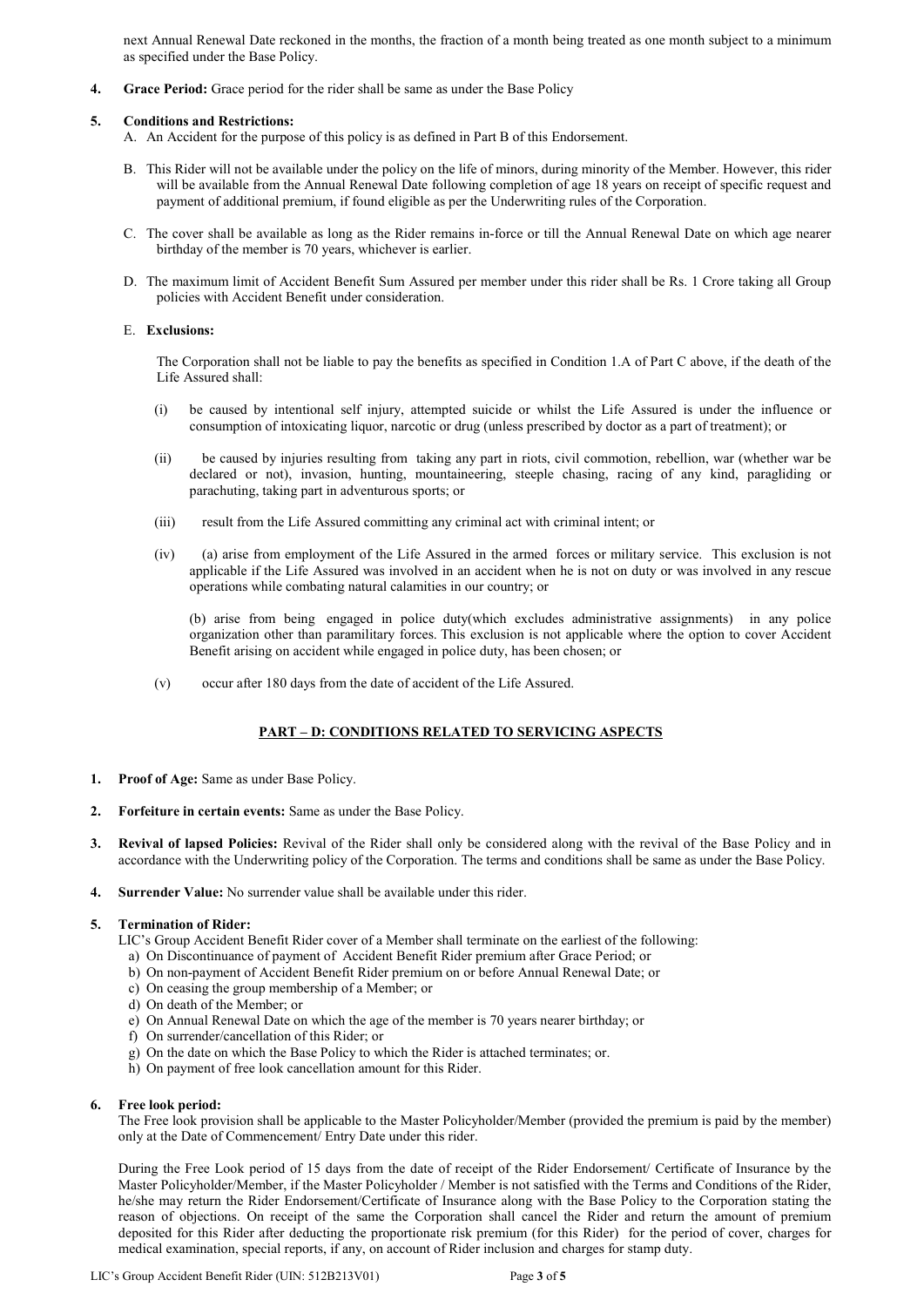next Annual Renewal Date reckoned in the months, the fraction of a month being treated as one month subject to a minimum as specified under the Base Policy.

4. **Grace Period:** Grace period for the rider shall be same as under the Base Policy

5. **Conditions and Restrictions:**

   A. An Accident for the purpose of this policy is as defined in Part B of this Endorsement.

   B. This Rider will not be available under the policy on the life of minors, during minority of the Member. However, this rider will be available from the Annual Renewal Date following completion of age 18 years on receipt of specific request and payment of additional premium, if found eligible as per the Underwriting rules of the Corporation.

   C. The cover shall be available as long as the Rider remains in-force or till the Annual Renewal Date on which age nearer birthday of the member is 70 years, whichever is earlier.

   D. The maximum limit of Accident Benefit Sum Assured per member under this rider shall be Rs. 1 Crore taking all Group policies with Accident Benefit under consideration.

   E. **Exclusions:**

   The Corporation shall not be liable to pay the benefits as specified in Condition 1.A of Part C above, if the death of the Life Assured shall:

   (i) be caused by intentional self injury, attempted suicide or whilst the Life Assured is under the influence or consumption of intoxicating liquor, narcotic or drug (unless prescribed by doctor as a part of treatment); or

   (ii) be caused by injuries resulting from taking any part in riots, civil commotion, rebellion, war (whether war be declared or not), invasion, hunting, mountaineering, steeple chasing, racing of any kind, paragliding or parachuting, taking part in adventurous sports; or

   (iii) result from the Life Assured committing any criminal act with criminal intent; or

   (iv) (a) arise from employment of the Life Assured in the armed forces or military service. This exclusion is not applicable if the Life Assured was involved in an accident when he is not on duty or was involved in any rescue operations while combating natural calamities in our country; or

   (b) arise from being engaged in police duty(which excludes administrative assignments) in any police organization other than paramilitary forces. This exclusion is not applicable where the option to cover Accident Benefit arising on accident while engaged in police duty, has been chosen; or

   (v) occur after 180 days from the date of accident of the Life Assured.

## PART – D: CONDITIONS RELATED TO SERVICING ASPECTS

1. **Proof of Age:** Same as under Base Policy.

2. **Forfeiture in certain events:** Same as under the Base Policy.

3. **Revival of lapsed Policies:** Revival of the Rider shall only be considered along with the revival of the Base Policy and in accordance with the Underwriting policy of the Corporation. The terms and conditions shall be same as under the Base Policy.

4. **Surrender Value:** No surrender value shall be available under this rider.

5. **Termination of Rider:**

   LIC's Group Accident Benefit Rider cover of a Member shall terminate on the earliest of the following:

   a) On Discontinuance of payment of Accident Benefit Rider premium after Grace Period; or
   b) On non-payment of Accident Benefit Rider premium on or before Annual Renewal Date; or
   c) On ceasing the group membership of a Member; or
   d) On death of the Member; or
   e) On Annual Renewal Date on which the age of the member is 70 years nearer birthday; or
   f) On surrender/cancellation of this Rider; or
   g) On the date on which the Base Policy to which the Rider is attached terminates; or.
   h) On payment of free look cancellation amount for this Rider.

6. **Free look period:**

   The Free look provision shall be applicable to the Master Policyholder/Member (provided the premium is paid by the member) only at the Date of Commencement/ Entry Date under this rider.

   During the Free Look period of 15 days from the date of receipt of the Rider Endorsement/ Certificate of Insurance by the Master Policyholder/Member, if the Master Policyholder / Member is not satisfied with the Terms and Conditions of the Rider, he/she may return the Rider Endorsement/Certificate of Insurance along with the Base Policy to the Corporation stating the reason of objections. On receipt of the same the Corporation shall cancel the Rider and return the amount of premium deposited for this Rider after deducting the proportionate risk premium (for this Rider) for the period of cover, charges for medical examination, special reports, if any, on account of Rider inclusion and charges for stamp duty.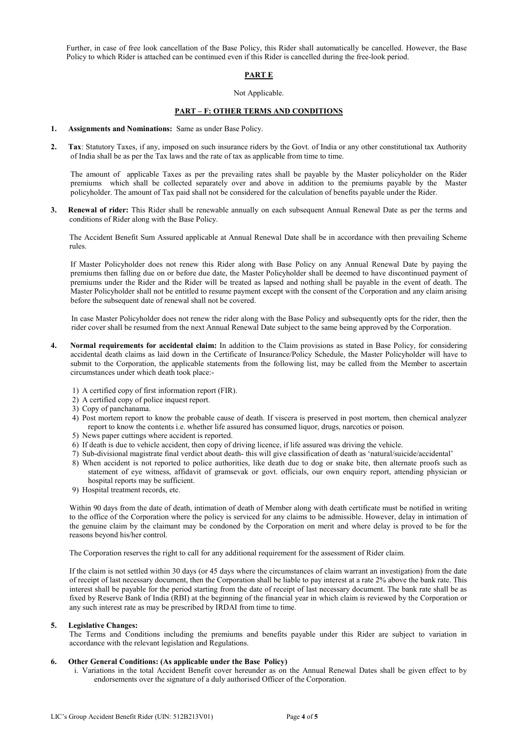Further, in case of free look cancellation of the Base Policy, this Rider shall automatically be cancelled. However, the Base Policy to which Rider is attached can be continued even if this Rider is cancelled during the free-look period.

## PART E

Not Applicable.

## PART – F: OTHER TERMS AND CONDITIONS

1. **Assignments and Nominations:** Same as under Base Policy.

2. **Tax**: Statutory Taxes, if any, imposed on such insurance riders by the Govt. of India or any other constitutional tax Authority of India shall be as per the Tax laws and the rate of tax as applicable from time to time.

   The amount of applicable Taxes as per the prevailing rates shall be payable by the Master policyholder on the Rider premiums which shall be collected separately over and above in addition to the premiums payable by the Master policyholder. The amount of Tax paid shall not be considered for the calculation of benefits payable under the Rider.

3. **Renewal of rider:** This Rider shall be renewable annually on each subsequent Annual Renewal Date as per the terms and conditions of Rider along with the Base Policy.

   The Accident Benefit Sum Assured applicable at Annual Renewal Date shall be in accordance with then prevailing Scheme rules.

   If Master Policyholder does not renew this Rider along with Base Policy on any Annual Renewal Date by paying the premiums then falling due on or before due date, the Master Policyholder shall be deemed to have discontinued payment of premiums under the Rider and the Rider will be treated as lapsed and nothing shall be payable in the event of death. The Master Policyholder shall not be entitled to resume payment except with the consent of the Corporation and any claim arising before the subsequent date of renewal shall not be covered.

   In case Master Policyholder does not renew the rider along with the Base Policy and subsequently opts for the rider, then the rider cover shall be resumed from the next Annual Renewal Date subject to the same being approved by the Corporation.

4. **Normal requirements for accidental claim:** In addition to the Claim provisions as stated in Base Policy, for considering accidental death claims as laid down in the Certificate of Insurance/Policy Schedule, the Master Policyholder will have to submit to the Corporation, the applicable statements from the following list, may be called from the Member to ascertain circumstances under which death took place:-

   1) A certified copy of first information report (FIR).
   2) A certified copy of police inquest report.
   3) Copy of panchanama.
   4) Post mortem report to know the probable cause of death. If viscera is preserved in post mortem, then chemical analyzer report to know the contents i.e. whether life assured has consumed liquor, drugs, narcotics or poison.
   5) News paper cuttings where accident is reported.
   6) If death is due to vehicle accident, then copy of driving licence, if life assured was driving the vehicle.
   7) Sub-divisional magistrate final verdict about death- this will give classification of death as 'natural/suicide/accidental'
   8) When accident is not reported to police authorities, like death due to dog or snake bite, then alternate proofs such as statement of eye witness, affidavit of gramsevak or govt. officials, our own enquiry report, attending physician or hospital reports may be sufficient.
   9) Hospital treatment records, etc.

   Within 90 days from the date of death, intimation of death of Member along with death certificate must be notified in writing to the office of the Corporation where the policy is serviced for any claims to be admissible. However, delay in intimation of the genuine claim by the claimant may be condoned by the Corporation on merit and where delay is proved to be for the reasons beyond his/her control.

   The Corporation reserves the right to call for any additional requirement for the assessment of Rider claim.

   If the claim is not settled within 30 days (or 45 days where the circumstances of claim warrant an investigation) from the date of receipt of last necessary document, then the Corporation shall be liable to pay interest at a rate 2% above the bank rate. This interest shall be payable for the period starting from the date of receipt of last necessary document. The bank rate shall be as fixed by Reserve Bank of India (RBI) at the beginning of the financial year in which claim is reviewed by the Corporation or any such interest rate as may be prescribed by IRDAI from time to time.

5. **Legislative Changes:**
   The Terms and Conditions including the premiums and benefits payable under this Rider are subject to variation in accordance with the relevant legislation and Regulations.

6. **Other General Conditions: (As applicable under the Base Policy)**
   i. Variations in the total Accident Benefit cover hereunder as on the Annual Renewal Dates shall be given effect to by endorsements over the signature of a duly authorised Officer of the Corporation.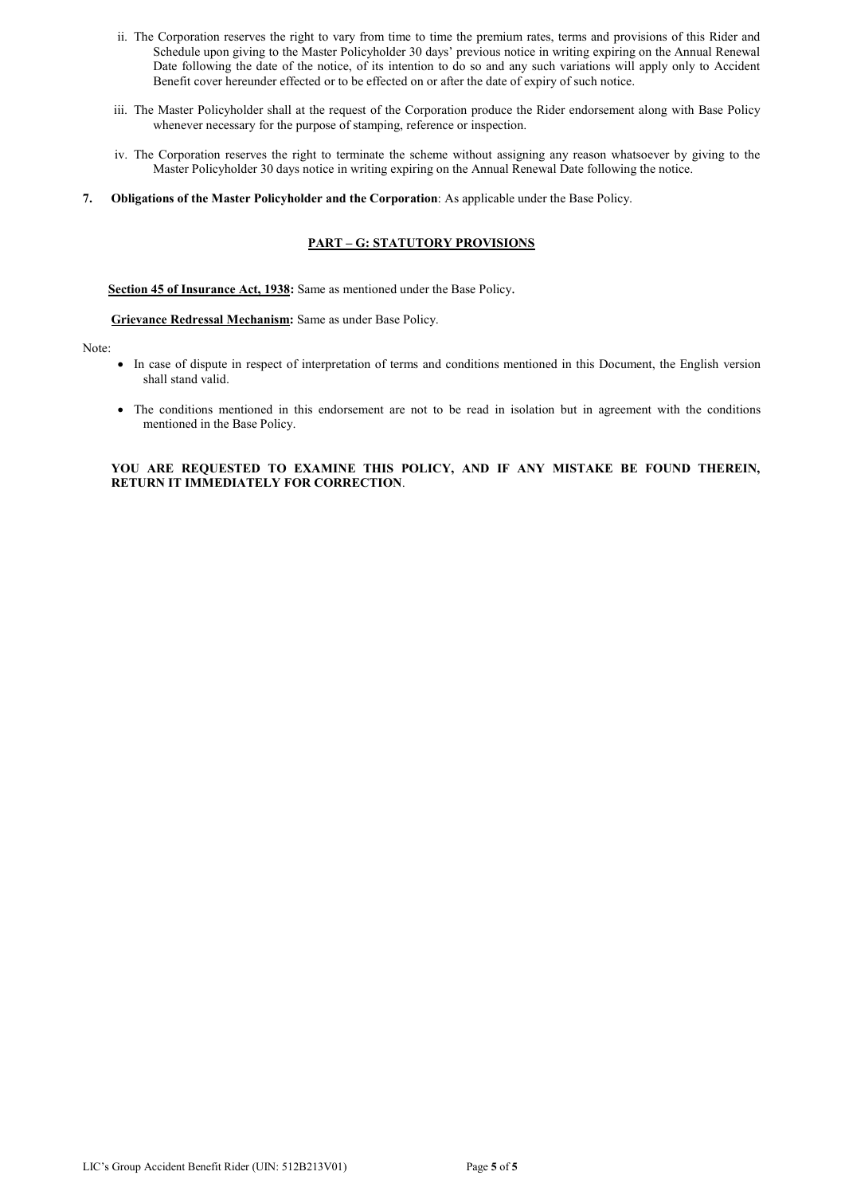ii. The Corporation reserves the right to vary from time to time the premium rates, terms and provisions of this Rider and Schedule upon giving to the Master Policyholder 30 days' previous notice in writing expiring on the Annual Renewal Date following the date of the notice, of its intention to do so and any such variations will apply only to Accident Benefit cover hereunder effected or to be effected on or after the date of expiry of such notice.

iii. The Master Policyholder shall at the request of the Corporation produce the Rider endorsement along with Base Policy whenever necessary for the purpose of stamping, reference or inspection.

iv. The Corporation reserves the right to terminate the scheme without assigning any reason whatsoever by giving to the Master Policyholder 30 days notice in writing expiring on the Annual Renewal Date following the notice.

**7. Obligations of the Master Policyholder and the Corporation**: As applicable under the Base Policy.

## PART – G: STATUTORY PROVISIONS

**Section 45 of Insurance Act, 1938:** Same as mentioned under the Base Policy.

**Grievance Redressal Mechanism:** Same as under Base Policy.

Note:

- In case of dispute in respect of interpretation of terms and conditions mentioned in this Document, the English version shall stand valid.
- The conditions mentioned in this endorsement are not to be read in isolation but in agreement with the conditions mentioned in the Base Policy.

**YOU ARE REQUESTED TO EXAMINE THIS POLICY, AND IF ANY MISTAKE BE FOUND THEREIN, RETURN IT IMMEDIATELY FOR CORRECTION**.